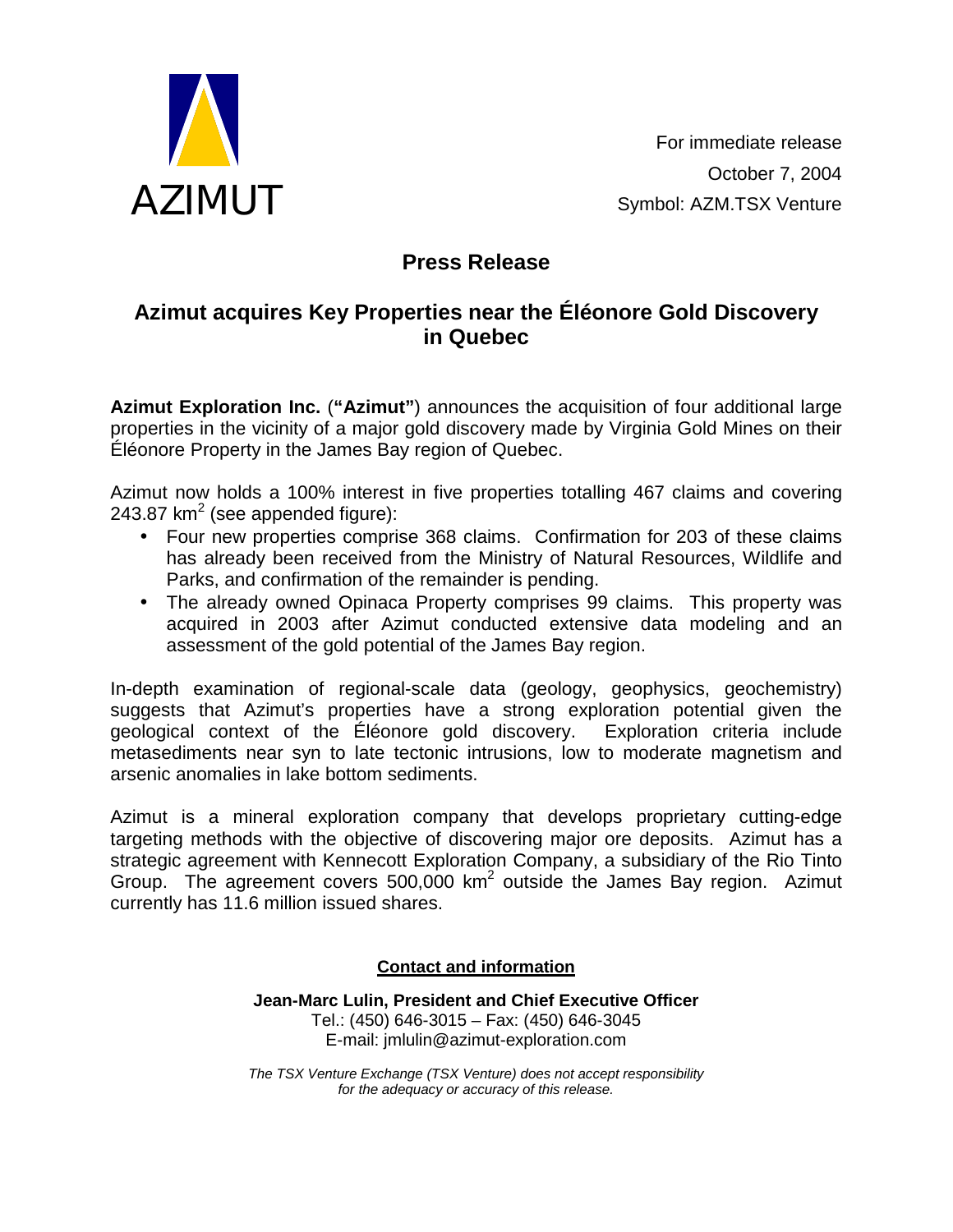AZIMUT

For immediate release
October 7, 2004
Symbol: AZM.TSX Venture

## Press Release

# Azimut acquires Key Properties near the Éléonore Gold Discovery in Quebec

**Azimut Exploration Inc.** (**"Azimut"**) announces the acquisition of four additional large properties in the vicinity of a major gold discovery made by Virginia Gold Mines on their Éléonore Property in the James Bay region of Quebec.

Azimut now holds a 100% interest in five properties totalling 467 claims and covering 243.87 $km^2$ (see appended figure):

- Four new properties comprise 368 claims. Confirmation for 203 of these claims has already been received from the Ministry of Natural Resources, Wildlife and Parks, and confirmation of the remainder is pending.
- The already owned Opinaca Property comprises 99 claims. This property was acquired in 2003 after Azimut conducted extensive data modeling and an assessment of the gold potential of the James Bay region.

In-depth examination of regional-scale data (geology, geophysics, geochemistry) suggests that Azimut's properties have a strong exploration potential given the geological context of the Éléonore gold discovery. Exploration criteria include metasediments near syn to late tectonic intrusions, low to moderate magnetism and arsenic anomalies in lake bottom sediments.

Azimut is a mineral exploration company that develops proprietary cutting-edge targeting methods with the objective of discovering major ore deposits. Azimut has a strategic agreement with Kennecott Exploration Company, a subsidiary of the Rio Tinto Group. The agreement covers 500,000 $km^2$ outside the James Bay region. Azimut currently has 11.6 million issued shares.

**Contact and information**

**Jean-Marc Lulin, President and Chief Executive Officer**
Tel.: (450) 646-3015 – Fax: (450) 646-3045
E-mail: jmlulin@azimut-exploration.com

*The TSX Venture Exchange (TSX Venture) does not accept responsibility for the adequacy or accuracy of this release.*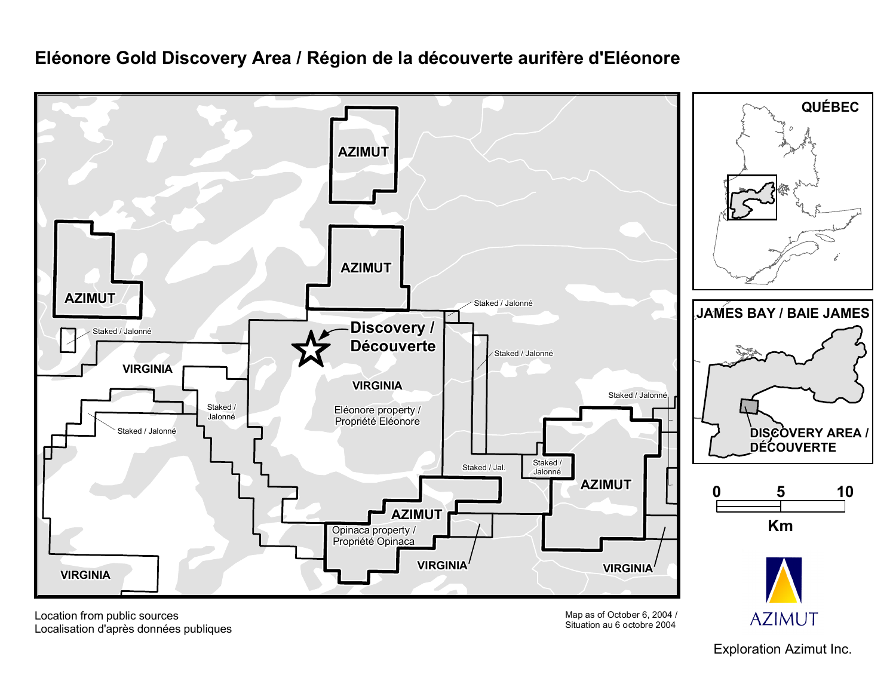# Eléonore Gold Discovery Area / Région de la découverte aurifère d'Eléonore

AZIMUT

AZIMUT

AZIMUT

Staked / Jalonné

Discovery / Découverte

VIRGINIA

VIRGINIA

Eléonore property / Propriété Eléonore

Staked / Jalonné

Staked / Jalonné

Staked / Jalonné

Staked / Jalonné

Staked / Jalonné

Staked / Jal.

Staked / Jalonné

AZIMUT

AZIMUT

Opinaca property / Propriété Opinaca

VIRGINIA

VIRGINIA

VIRGINIA

QUÉBEC

JAMES BAY / BAIE JAMES

DISCOVERY AREA / DÉCOUVERTE

0 5 10

Km

Location from public sources
Localisation d'après données publiques

Map as of October 6, 2004 /
Situation au 6 octobre 2004

AZIMUT

Exploration Azimut Inc.